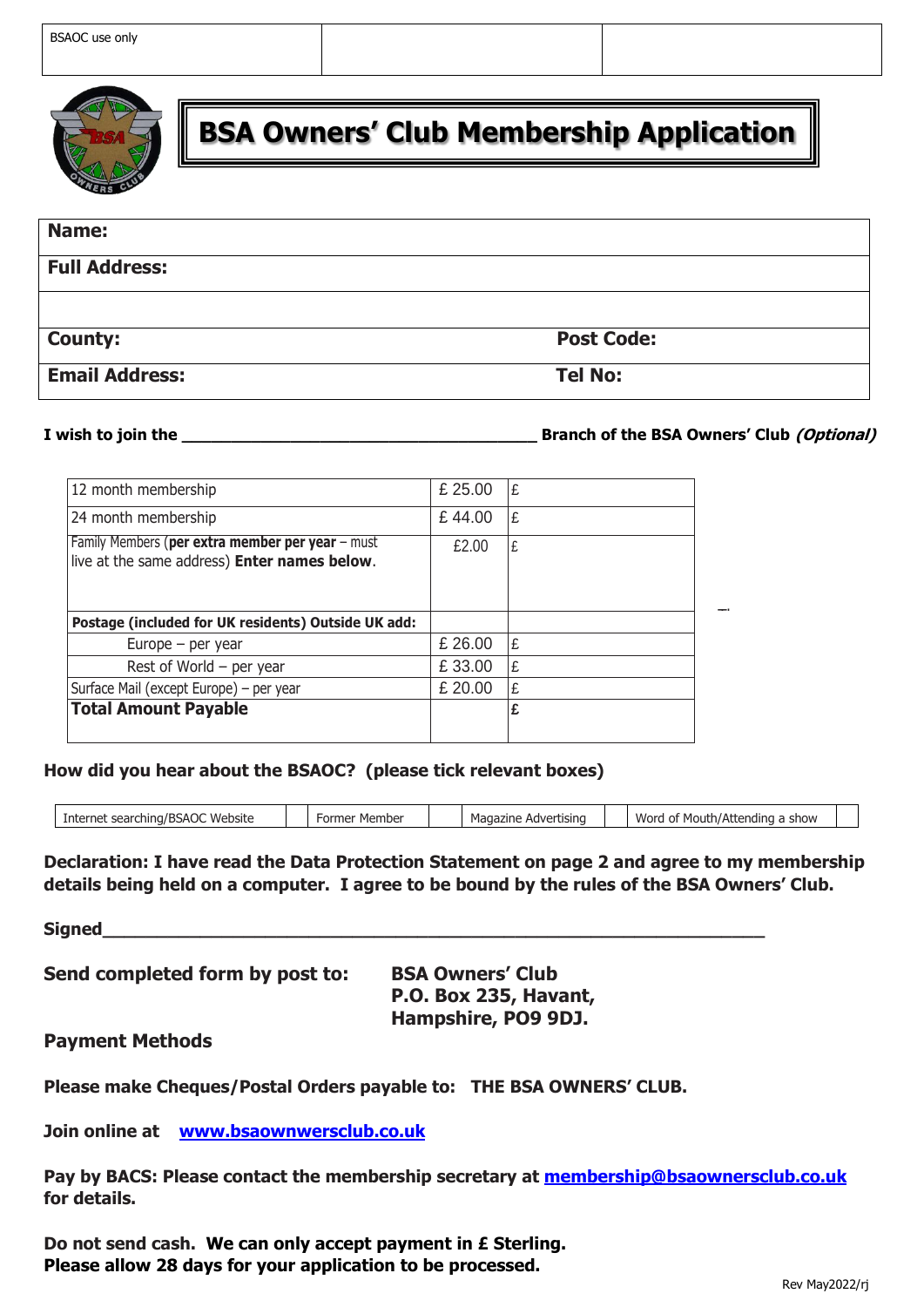| BSAOC use only | | |
|---|---|---|

# BSA Owners' Club Membership Application

| | |
|---|---|
| **Name:** | |
| **Full Address:** | |
| | |
| **County:** | **Post Code:** |
| **Email Address:** | **Tel No:** |

**I wish to join the \_\_\_\_\_\_\_\_\_\_\_\_\_\_\_\_\_\_\_\_\_\_\_\_\_\_\_\_\_\_\_\_\_\_\_\_ Branch of the BSA Owners' Club *(Optional)***

| | | |
|---|---|---|
| 12 month membership | £ 25.00 | £ |
| 24 month membership | £ 44.00 | £ |
| Family Members (**per extra member per year** – must live at the same address) **Enter names below**. | £2.00 | £ |
| **Postage (included for UK residents) Outside UK add:** | | |
| Europe – per year | £ 26.00 | £ |
| Rest of World – per year | £ 33.00 | £ |
| Surface Mail (except Europe) – per year | £ 20.00 | £ |
| **Total Amount Payable** | | **£** |

**How did you hear about the BSAOC? (please tick relevant boxes)**

| Internet searching/BSAOC Website | | Former Member | | Magazine Advertising | | Word of Mouth/Attending a show | |
|---|---|---|---|---|---|---|---|

**Declaration: I have read the Data Protection Statement on page 2 and agree to my membership details being held on a computer. I agree to be bound by the rules of the BSA Owners' Club.**

**Signed\_\_\_\_\_\_\_\_\_\_\_\_\_\_\_\_\_\_\_\_\_\_\_\_\_\_\_\_\_\_\_\_\_\_\_\_\_\_\_\_\_\_\_\_\_\_\_\_\_\_\_\_\_\_\_\_\_\_\_\_\_\_**

**Send completed form by post to:** **BSA Owners' Club**
**P.O. Box 235, Havant,**
**Hampshire, PO9 9DJ.**

**Payment Methods**

**Please make Cheques/Postal Orders payable to: THE BSA OWNERS' CLUB.**

**Join online at [www.bsaownwersclub.co.uk](www.bsaownwersclub.co.uk)**

**Pay by BACS: Please contact the membership secretary at [membership@bsaownersclub.co.uk](mailto:membership@bsaownersclub.co.uk) for details.**

**Do not send cash. We can only accept payment in £ Sterling.**
**Please allow 28 days for your application to be processed.**

Rev May2022/rj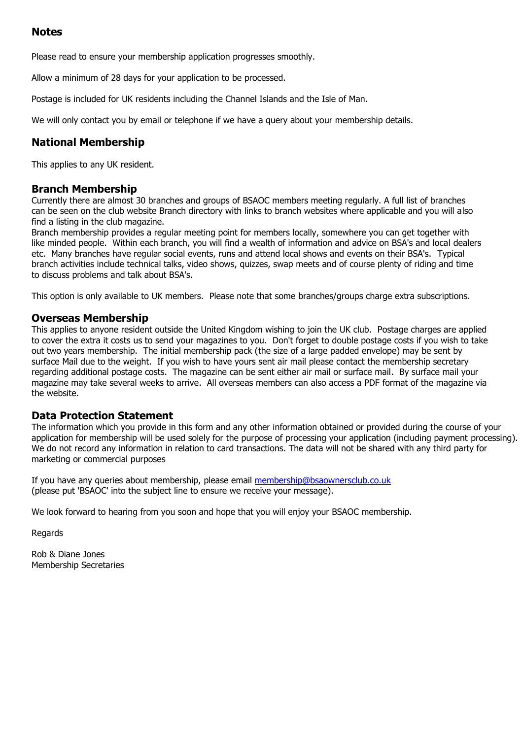## Notes

Please read to ensure your membership application progresses smoothly.

Allow a minimum of 28 days for your application to be processed.

Postage is included for UK residents including the Channel Islands and the Isle of Man.

We will only contact you by email or telephone if we have a query about your membership details.

## National Membership

This applies to any UK resident.

## Branch Membership

Currently there are almost 30 branches and groups of BSAOC members meeting regularly. A full list of branches can be seen on the club website Branch directory with links to branch websites where applicable and you will also find a listing in the club magazine.
Branch membership provides a regular meeting point for members locally, somewhere you can get together with like minded people. Within each branch, you will find a wealth of information and advice on BSA's and local dealers etc. Many branches have regular social events, runs and attend local shows and events on their BSA's. Typical branch activities include technical talks, video shows, quizzes, swap meets and of course plenty of riding and time to discuss problems and talk about BSA's.

This option is only available to UK members. Please note that some branches/groups charge extra subscriptions.

## Overseas Membership

This applies to anyone resident outside the United Kingdom wishing to join the UK club. Postage charges are applied to cover the extra it costs us to send your magazines to you. Don't forget to double postage costs if you wish to take out two years membership. The initial membership pack (the size of a large padded envelope) may be sent by surface Mail due to the weight. If you wish to have yours sent air mail please contact the membership secretary regarding additional postage costs. The magazine can be sent either air mail or surface mail. By surface mail your magazine may take several weeks to arrive. All overseas members can also access a PDF format of the magazine via the website.

## Data Protection Statement

The information which you provide in this form and any other information obtained or provided during the course of your application for membership will be used solely for the purpose of processing your application (including payment processing). We do not record any information in relation to card transactions. The data will not be shared with any third party for marketing or commercial purposes

If you have any queries about membership, please email [membership@bsaownersclub.co.uk](mailto:membership@bsaownersclub.co.uk)
(please put 'BSAOC' into the subject line to ensure we receive your message).

We look forward to hearing from you soon and hope that you will enjoy your BSAOC membership.

Regards

Rob & Diane Jones
Membership Secretaries